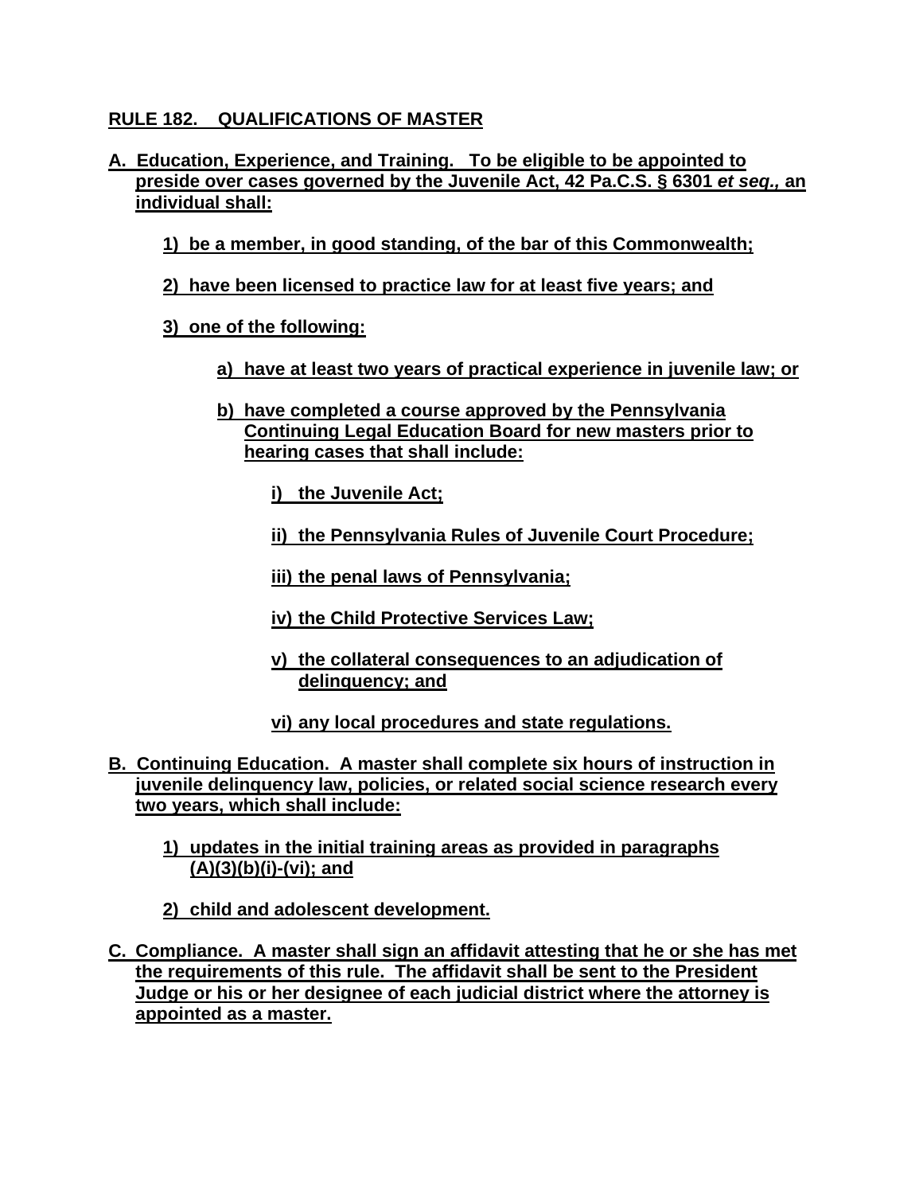## RULE 182. QUALIFICATIONS OF MASTER

**A. Education, Experience, and Training. To be eligible to be appointed to preside over cases governed by the Juvenile Act, 42 Pa.C.S. § 6301 *et seq.,* an individual shall:**

- **1) be a member, in good standing, of the bar of this Commonwealth;**
- **2) have been licensed to practice law for at least five years; and**
- **3) one of the following:**
  - **a) have at least two years of practical experience in juvenile law; or**
  - **b) have completed a course approved by the Pennsylvania Continuing Legal Education Board for new masters prior to hearing cases that shall include:**
    - **i) the Juvenile Act;**
    - **ii) the Pennsylvania Rules of Juvenile Court Procedure;**
    - **iii) the penal laws of Pennsylvania;**
    - **iv) the Child Protective Services Law;**
    - **v) the collateral consequences to an adjudication of delinquency; and**
    - **vi) any local procedures and state regulations.**

**B. Continuing Education. A master shall complete six hours of instruction in juvenile delinquency law, policies, or related social science research every two years, which shall include:**

- **1) updates in the initial training areas as provided in paragraphs (A)(3)(b)(i)-(vi); and**
- **2) child and adolescent development.**

**C. Compliance. A master shall sign an affidavit attesting that he or she has met the requirements of this rule. The affidavit shall be sent to the President Judge or his or her designee of each judicial district where the attorney is appointed as a master.**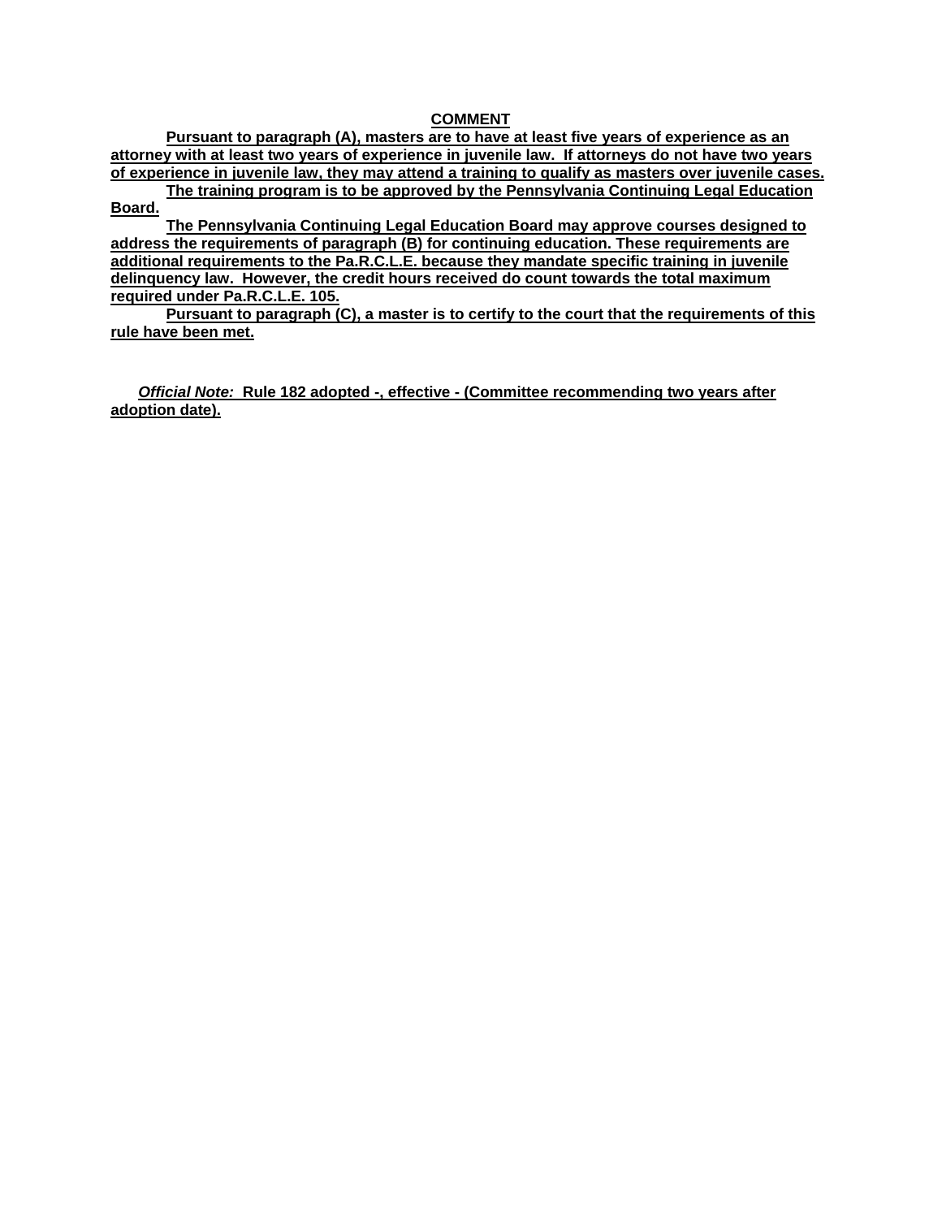**COMMENT**

**Pursuant to paragraph (A), masters are to have at least five years of experience as an attorney with at least two years of experience in juvenile law. If attorneys do not have two years of experience in juvenile law, they may attend a training to qualify as masters over juvenile cases.**

**The training program is to be approved by the Pennsylvania Continuing Legal Education Board.**

**The Pennsylvania Continuing Legal Education Board may approve courses designed to address the requirements of paragraph (B) for continuing education. These requirements are additional requirements to the Pa.R.C.L.E. because they mandate specific training in juvenile delinquency law. However, the credit hours received do count towards the total maximum required under Pa.R.C.L.E. 105.**

**Pursuant to paragraph (C), a master is to certify to the court that the requirements of this rule have been met.**

***Official Note:*** **Rule 182 adopted -, effective - (Committee recommending two years after adoption date).**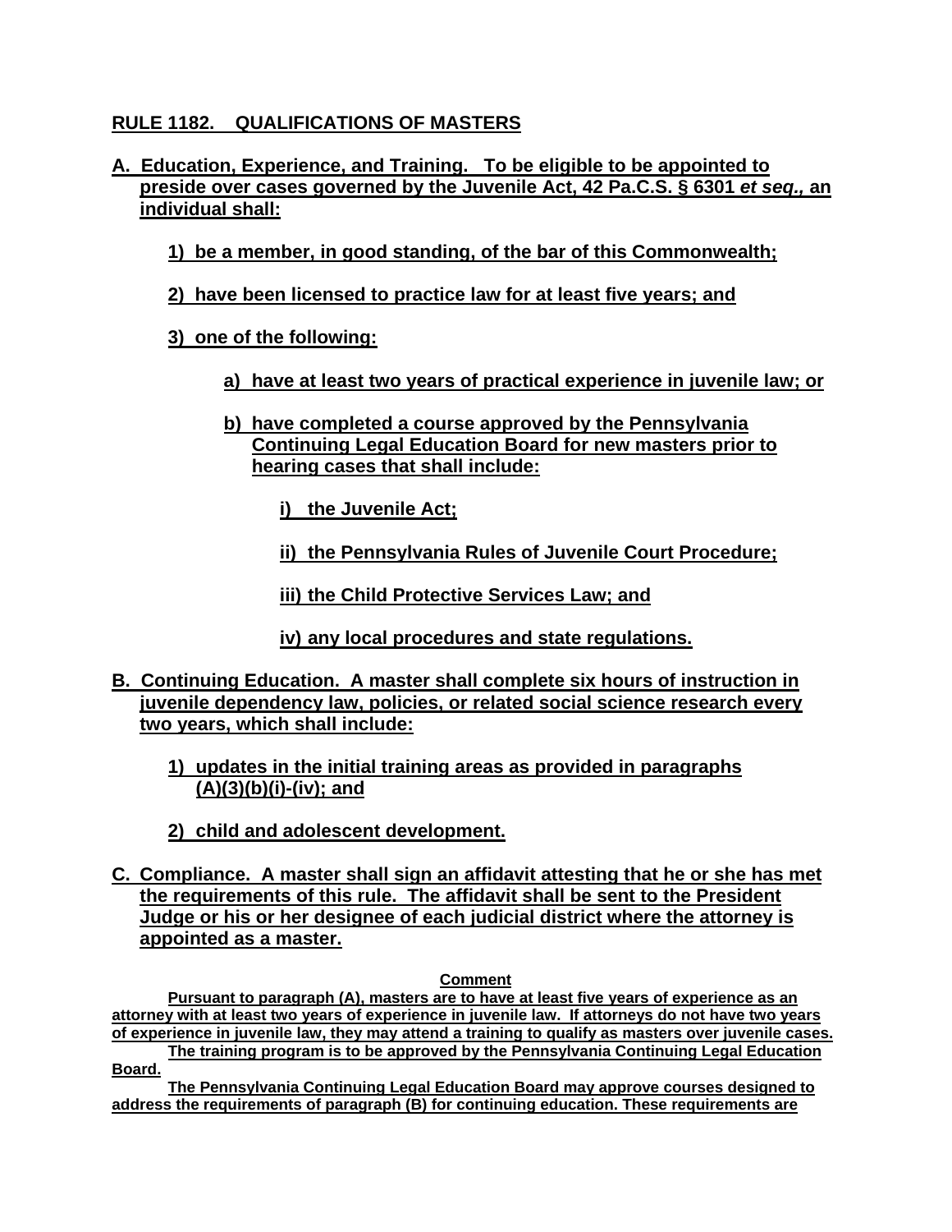## RULE 1182. QUALIFICATIONS OF MASTERS

**A. Education, Experience, and Training. To be eligible to be appointed to preside over cases governed by the Juvenile Act, 42 Pa.C.S. § 6301 *et seq.,* an individual shall:**

> **1) be a member, in good standing, of the bar of this Commonwealth;**
>
> **2) have been licensed to practice law for at least five years; and**
>
> **3) one of the following:**
>
> > **a) have at least two years of practical experience in juvenile law; or**
> >
> > **b) have completed a course approved by the Pennsylvania Continuing Legal Education Board for new masters prior to hearing cases that shall include:**
> >
> > > **i) the Juvenile Act;**
> > >
> > > **ii) the Pennsylvania Rules of Juvenile Court Procedure;**
> > >
> > > **iii) the Child Protective Services Law; and**
> > >
> > > **iv) any local procedures and state regulations.**

**B. Continuing Education. A master shall complete six hours of instruction in juvenile dependency law, policies, or related social science research every two years, which shall include:**

> **1) updates in the initial training areas as provided in paragraphs (A)(3)(b)(i)-(iv); and**
>
> **2) child and adolescent development.**

**C. Compliance. A master shall sign an affidavit attesting that he or she has met the requirements of this rule. The affidavit shall be sent to the President Judge or his or her designee of each judicial district where the attorney is appointed as a master.**

**Comment**

**Pursuant to paragraph (A), masters are to have at least five years of experience as an attorney with at least two years of experience in juvenile law. If attorneys do not have two years of experience in juvenile law, they may attend a training to qualify as masters over juvenile cases.**

**The training program is to be approved by the Pennsylvania Continuing Legal Education Board.**

**The Pennsylvania Continuing Legal Education Board may approve courses designed to address the requirements of paragraph (B) for continuing education. These requirements are**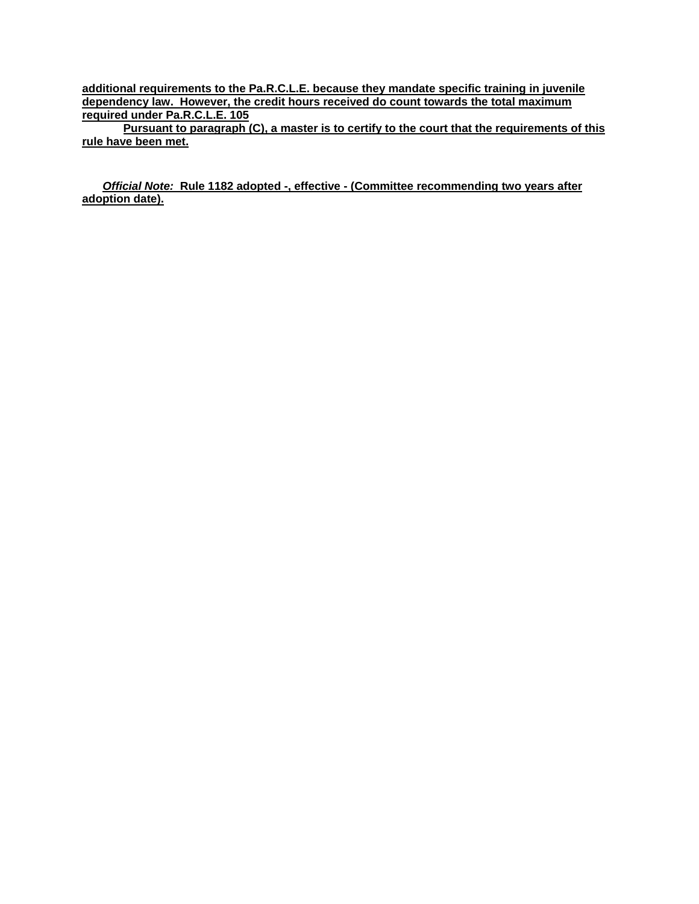**additional requirements to the Pa.R.C.L.E. because they mandate specific training in juvenile dependency law. However, the credit hours received do count towards the total maximum required under Pa.R.C.L.E. 105**

**Pursuant to paragraph (C), a master is to certify to the court that the requirements of this rule have been met.**

***Official Note:*** **Rule 1182 adopted -, effective - (Committee recommending two years after adoption date).**